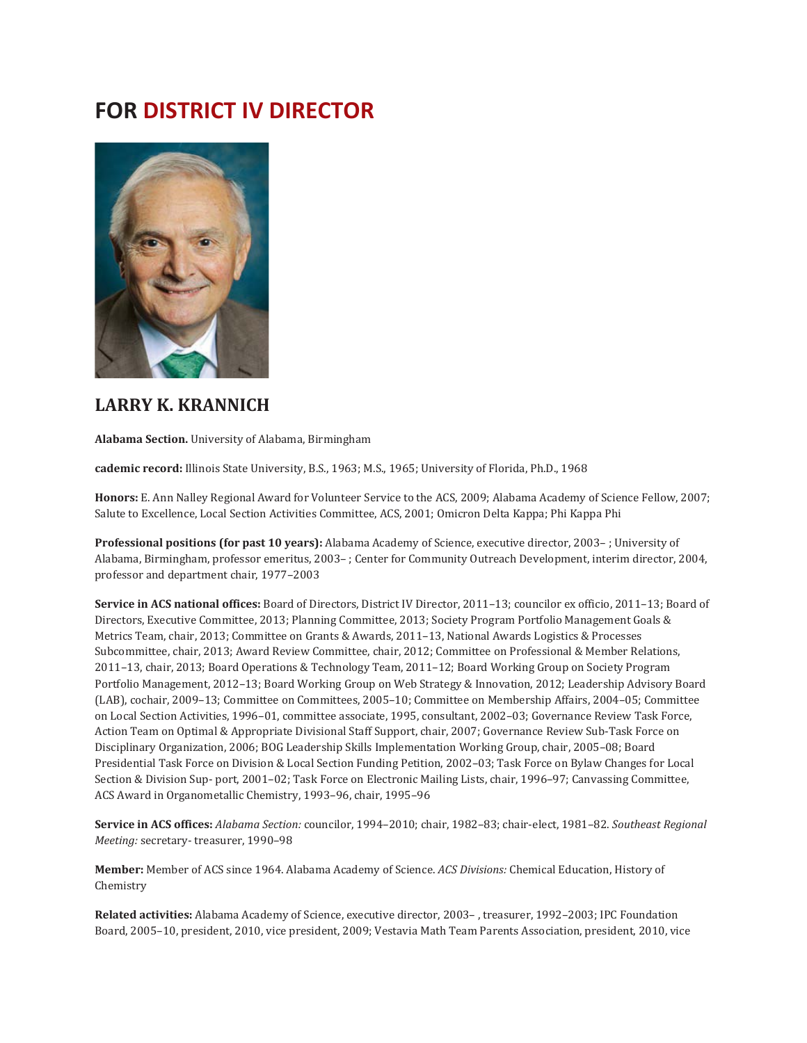# FOR DISTRICT IV DIRECTOR

## LARRY K. KRANNICH

**Alabama Section.** University of Alabama, Birmingham

**cademic record:** Illinois State University, B.S., 1963; M.S., 1965; University of Florida, Ph.D., 1968

**Honors:** E. Ann Nalley Regional Award for Volunteer Service to the ACS, 2009; Alabama Academy of Science Fellow, 2007; Salute to Excellence, Local Section Activities Committee, ACS, 2001; Omicron Delta Kappa; Phi Kappa Phi

**Professional positions (for past 10 years):** Alabama Academy of Science, executive director, 2003– ; University of Alabama, Birmingham, professor emeritus, 2003– ; Center for Community Outreach Development, interim director, 2004, professor and department chair, 1977–2003

**Service in ACS national offices:** Board of Directors, District IV Director, 2011–13; councilor ex officio, 2011–13; Board of Directors, Executive Committee, 2013; Planning Committee, 2013; Society Program Portfolio Management Goals & Metrics Team, chair, 2013; Committee on Grants & Awards, 2011–13, National Awards Logistics & Processes Subcommittee, chair, 2013; Award Review Committee, chair, 2012; Committee on Professional & Member Relations, 2011–13, chair, 2013; Board Operations & Technology Team, 2011–12; Board Working Group on Society Program Portfolio Management, 2012–13; Board Working Group on Web Strategy & Innovation, 2012; Leadership Advisory Board (LAB), cochair, 2009–13; Committee on Committees, 2005–10; Committee on Membership Affairs, 2004–05; Committee on Local Section Activities, 1996–01, committee associate, 1995, consultant, 2002–03; Governance Review Task Force, Action Team on Optimal & Appropriate Divisional Staff Support, chair, 2007; Governance Review Sub-Task Force on Disciplinary Organization, 2006; BOG Leadership Skills Implementation Working Group, chair, 2005–08; Board Presidential Task Force on Division & Local Section Funding Petition, 2002–03; Task Force on Bylaw Changes for Local Section & Division Sup- port, 2001–02; Task Force on Electronic Mailing Lists, chair, 1996–97; Canvassing Committee, ACS Award in Organometallic Chemistry, 1993–96, chair, 1995–96

**Service in ACS offices:** *Alabama Section:* councilor, 1994–2010; chair, 1982–83; chair-elect, 1981–82. *Southeast Regional Meeting:* secretary- treasurer, 1990–98

**Member:** Member of ACS since 1964. Alabama Academy of Science. *ACS Divisions:* Chemical Education, History of Chemistry

**Related activities:** Alabama Academy of Science, executive director, 2003– , treasurer, 1992–2003; IPC Foundation Board, 2005–10, president, 2010, vice president, 2009; Vestavia Math Team Parents Association, president, 2010, vice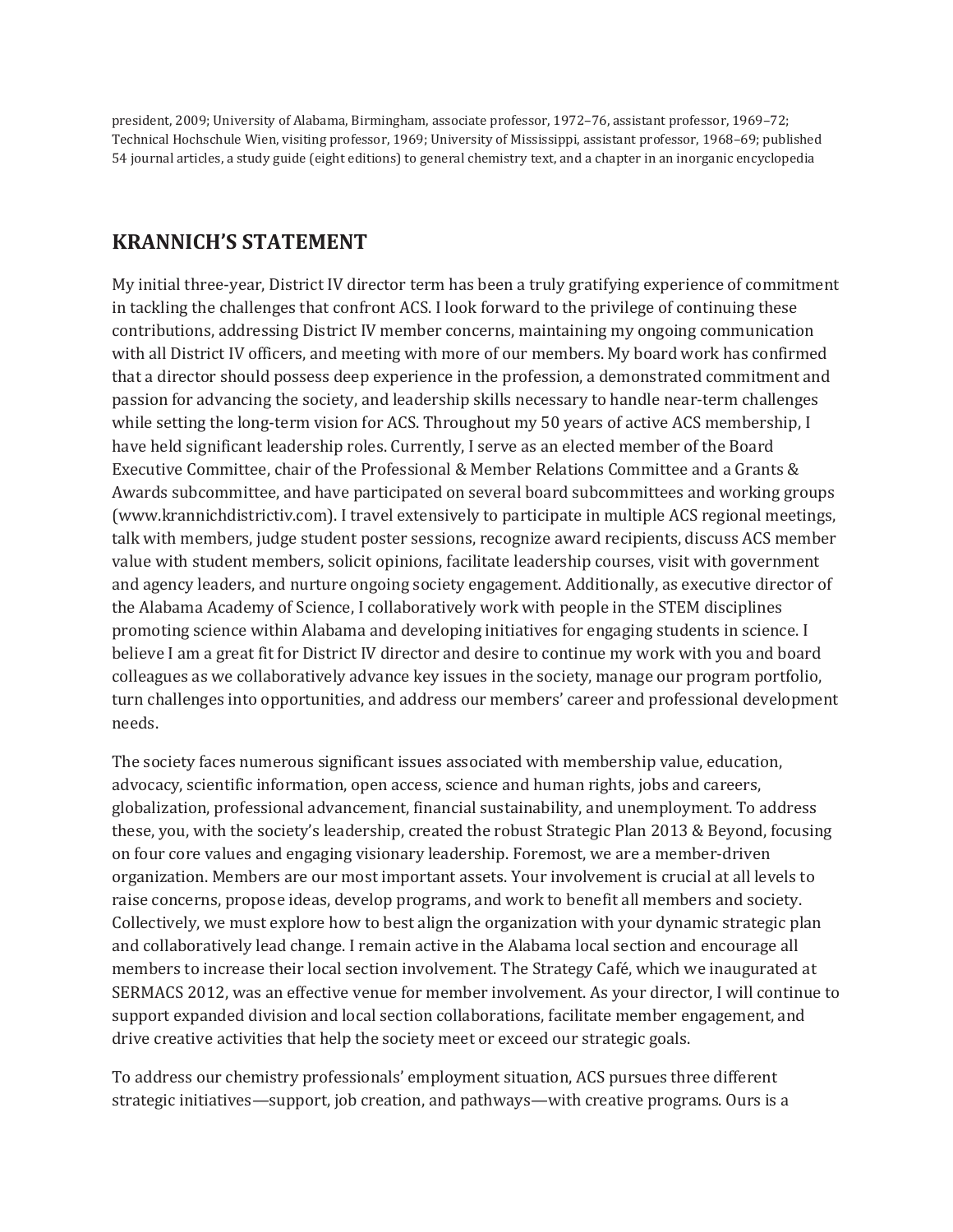president, 2009; University of Alabama, Birmingham, associate professor, 1972–76, assistant professor, 1969–72; Technical Hochschule Wien, visiting professor, 1969; University of Mississippi, assistant professor, 1968–69; published 54 journal articles, a study guide (eight editions) to general chemistry text, and a chapter in an inorganic encyclopedia

## KRANNICH'S STATEMENT

My initial three-year, District IV director term has been a truly gratifying experience of commitment in tackling the challenges that confront ACS. I look forward to the privilege of continuing these contributions, addressing District IV member concerns, maintaining my ongoing communication with all District IV officers, and meeting with more of our members. My board work has confirmed that a director should possess deep experience in the profession, a demonstrated commitment and passion for advancing the society, and leadership skills necessary to handle near-term challenges while setting the long-term vision for ACS. Throughout my 50 years of active ACS membership, I have held significant leadership roles. Currently, I serve as an elected member of the Board Executive Committee, chair of the Professional & Member Relations Committee and a Grants & Awards subcommittee, and have participated on several board subcommittees and working groups (www.krannichdistrictiv.com). I travel extensively to participate in multiple ACS regional meetings, talk with members, judge student poster sessions, recognize award recipients, discuss ACS member value with student members, solicit opinions, facilitate leadership courses, visit with government and agency leaders, and nurture ongoing society engagement. Additionally, as executive director of the Alabama Academy of Science, I collaboratively work with people in the STEM disciplines promoting science within Alabama and developing initiatives for engaging students in science. I believe I am a great fit for District IV director and desire to continue my work with you and board colleagues as we collaboratively advance key issues in the society, manage our program portfolio, turn challenges into opportunities, and address our members' career and professional development needs.

The society faces numerous significant issues associated with membership value, education, advocacy, scientific information, open access, science and human rights, jobs and careers, globalization, professional advancement, financial sustainability, and unemployment. To address these, you, with the society's leadership, created the robust Strategic Plan 2013 & Beyond, focusing on four core values and engaging visionary leadership. Foremost, we are a member-driven organization. Members are our most important assets. Your involvement is crucial at all levels to raise concerns, propose ideas, develop programs, and work to benefit all members and society. Collectively, we must explore how to best align the organization with your dynamic strategic plan and collaboratively lead change. I remain active in the Alabama local section and encourage all members to increase their local section involvement. The Strategy Café, which we inaugurated at SERMACS 2012, was an effective venue for member involvement. As your director, I will continue to support expanded division and local section collaborations, facilitate member engagement, and drive creative activities that help the society meet or exceed our strategic goals.

To address our chemistry professionals' employment situation, ACS pursues three different strategic initiatives—support, job creation, and pathways—with creative programs. Ours is a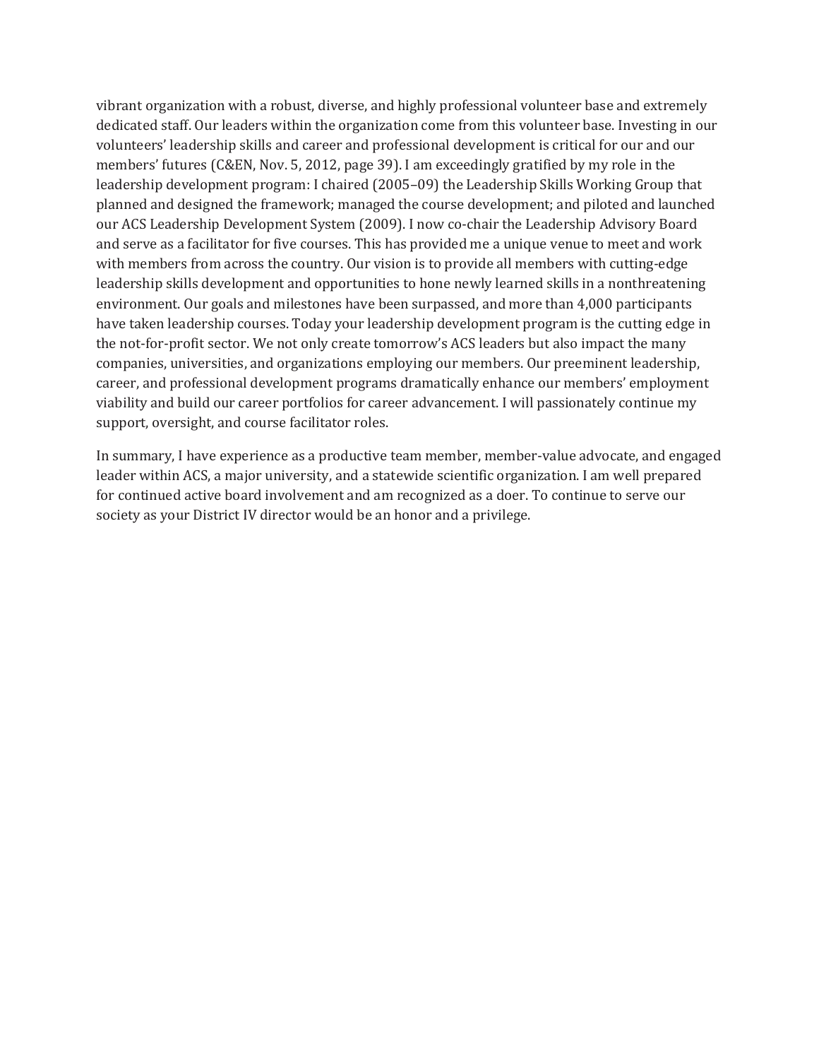vibrant organization with a robust, diverse, and highly professional volunteer base and extremely dedicated staff. Our leaders within the organization come from this volunteer base. Investing in our volunteers' leadership skills and career and professional development is critical for our and our members' futures (C&EN, Nov. 5, 2012, page 39). I am exceedingly gratified by my role in the leadership development program: I chaired (2005–09) the Leadership Skills Working Group that planned and designed the framework; managed the course development; and piloted and launched our ACS Leadership Development System (2009). I now co-chair the Leadership Advisory Board and serve as a facilitator for five courses. This has provided me a unique venue to meet and work with members from across the country. Our vision is to provide all members with cutting-edge leadership skills development and opportunities to hone newly learned skills in a nonthreatening environment. Our goals and milestones have been surpassed, and more than 4,000 participants have taken leadership courses. Today your leadership development program is the cutting edge in the not-for-profit sector. We not only create tomorrow's ACS leaders but also impact the many companies, universities, and organizations employing our members. Our preeminent leadership, career, and professional development programs dramatically enhance our members' employment viability and build our career portfolios for career advancement. I will passionately continue my support, oversight, and course facilitator roles.

In summary, I have experience as a productive team member, member-value advocate, and engaged leader within ACS, a major university, and a statewide scientific organization. I am well prepared for continued active board involvement and am recognized as a doer. To continue to serve our society as your District IV director would be an honor and a privilege.